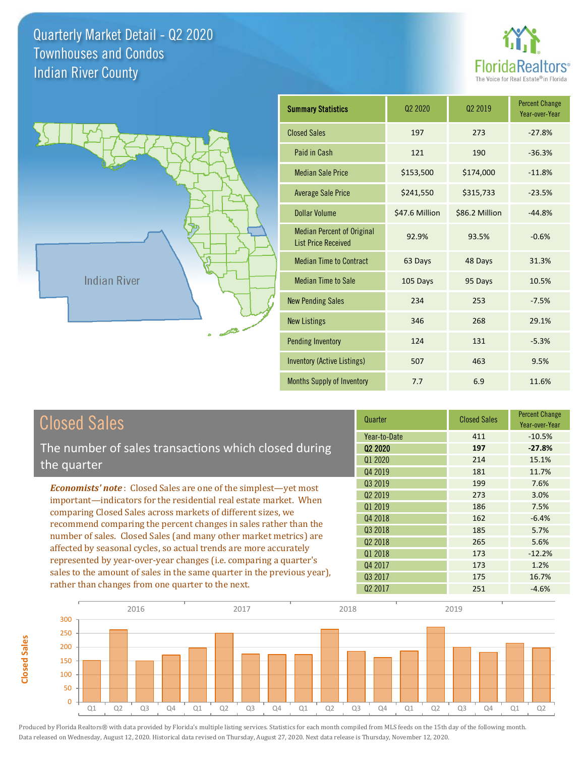# Quarterly Market Detail - Q2 2020
## Townhouses and Condos
## Indian River County

FloridaRealtors® The Voice for Real Estate® in Florida

Indian River

| Summary Statistics | Q2 2020 | Q2 2019 | Percent Change Year-over-Year |
|---|---|---|---|
| Closed Sales | 197 | 273 | -27.8% |
| Paid in Cash | 121 | 190 | -36.3% |
| Median Sale Price | $153,500 | $174,000 | -11.8% |
| Average Sale Price | $241,550 | $315,733 | -23.5% |
| Dollar Volume | $47.6 Million | $86.2 Million | -44.8% |
| Median Percent of Original List Price Received | 92.9% | 93.5% | -0.6% |
| Median Time to Contract | 63 Days | 48 Days | 31.3% |
| Median Time to Sale | 105 Days | 95 Days | 10.5% |
| New Pending Sales | 234 | 253 | -7.5% |
| New Listings | 346 | 268 | 29.1% |
| Pending Inventory | 124 | 131 | -5.3% |
| Inventory (Active Listings) | 507 | 463 | 9.5% |
| Months Supply of Inventory | 7.7 | 6.9 | 11.6% |

## Closed Sales

The number of sales transactions which closed during the quarter

***Economists' note***: Closed Sales are one of the simplest—yet most important—indicators for the residential real estate market. When comparing Closed Sales across markets of different sizes, we recommend comparing the percent changes in sales rather than the number of sales. Closed Sales (and many other market metrics) are affected by seasonal cycles, so actual trends are more accurately represented by year-over-year changes (i.e. comparing a quarter's sales to the amount of sales in the same quarter in the previous year), rather than changes from one quarter to the next.

| Quarter | Closed Sales | Percent Change Year-over-Year |
|---|---|---|
| Year-to-Date | 411 | -10.5% |
| **Q2 2020** | **197** | **-27.8%** |
| Q1 2020 | 214 | 15.1% |
| Q4 2019 | 181 | 11.7% |
| Q3 2019 | 199 | 7.6% |
| Q2 2019 | 273 | 3.0% |
| Q1 2019 | 186 | 7.5% |
| Q4 2018 | 162 | -6.4% |
| Q3 2018 | 185 | 5.7% |
| Q2 2018 | 265 | 5.6% |
| Q1 2018 | 173 | -12.2% |
| Q4 2017 | 173 | 1.2% |
| Q3 2017 | 175 | 16.7% |
| Q2 2017 | 251 | -4.6% |

Produced by Florida Realtors® with data provided by Florida's multiple listing services. Statistics for each month compiled from MLS feeds on the 15th day of the following month. Data released on Wednesday, August 12, 2020. Historical data revised on Thursday, August 27, 2020. Next data release is Thursday, November 12, 2020.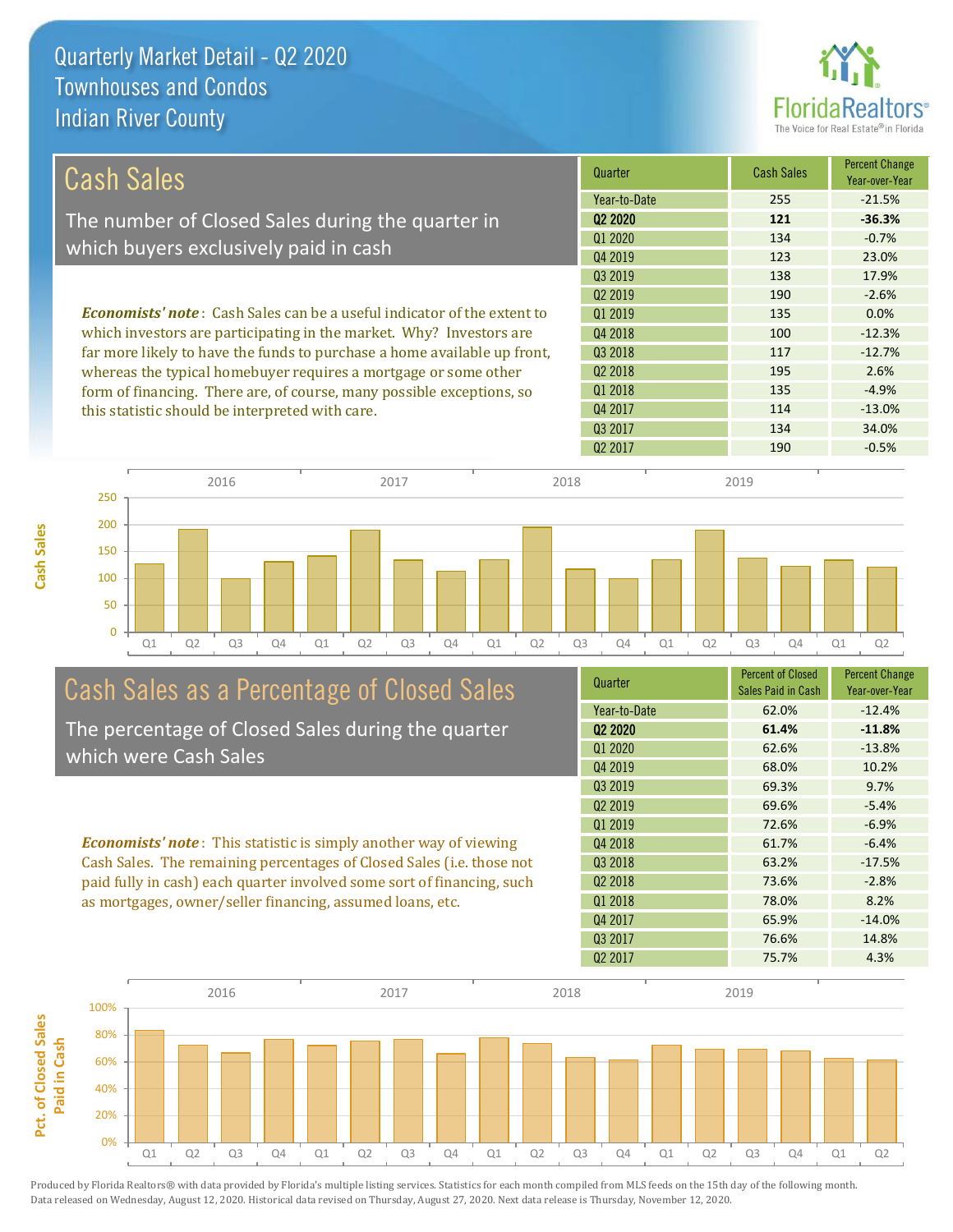# Quarterly Market Detail - Q2 2020
## Townhouses and Condos
## Indian River County

## Cash Sales

The number of Closed Sales during the quarter in which buyers exclusively paid in cash

*Economists' note*: Cash Sales can be a useful indicator of the extent to which investors are participating in the market. Why? Investors are far more likely to have the funds to purchase a home available up front, whereas the typical homebuyer requires a mortgage or some other form of financing. There are, of course, many possible exceptions, so this statistic should be interpreted with care.

| Quarter | Cash Sales | Percent Change Year-over-Year |
|---|---|---|
| Year-to-Date | 255 | -21.5% |
| **Q2 2020** | **121** | **-36.3%** |
| Q1 2020 | 134 | -0.7% |
| Q4 2019 | 123 | 23.0% |
| Q3 2019 | 138 | 17.9% |
| Q2 2019 | 190 | -2.6% |
| Q1 2019 | 135 | 0.0% |
| Q4 2018 | 100 | -12.3% |
| Q3 2018 | 117 | -12.7% |
| Q2 2018 | 195 | 2.6% |
| Q1 2018 | 135 | -4.9% |
| Q4 2017 | 114 | -13.0% |
| Q3 2017 | 134 | 34.0% |
| Q2 2017 | 190 | -0.5% |

## Cash Sales as a Percentage of Closed Sales

The percentage of Closed Sales during the quarter which were Cash Sales

*Economists' note*: This statistic is simply another way of viewing Cash Sales. The remaining percentages of Closed Sales (i.e. those not paid fully in cash) each quarter involved some sort of financing, such as mortgages, owner/seller financing, assumed loans, etc.

| Quarter | Percent of Closed Sales Paid in Cash | Percent Change Year-over-Year |
|---|---|---|
| Year-to-Date | 62.0% | -12.4% |
| **Q2 2020** | **61.4%** | **-11.8%** |
| Q1 2020 | 62.6% | -13.8% |
| Q4 2019 | 68.0% | 10.2% |
| Q3 2019 | 69.3% | 9.7% |
| Q2 2019 | 69.6% | -5.4% |
| Q1 2019 | 72.6% | -6.9% |
| Q4 2018 | 61.7% | -6.4% |
| Q3 2018 | 63.2% | -17.5% |
| Q2 2018 | 73.6% | -2.8% |
| Q1 2018 | 78.0% | 8.2% |
| Q4 2017 | 65.9% | -14.0% |
| Q3 2017 | 76.6% | 14.8% |
| Q2 2017 | 75.7% | 4.3% |

Produced by Florida Realtors® with data provided by Florida's multiple listing services. Statistics for each month compiled from MLS feeds on the 15th day of the following month. Data released on Wednesday, August 12, 2020. Historical data revised on Thursday, August 27, 2020. Next data release is Thursday, November 12, 2020.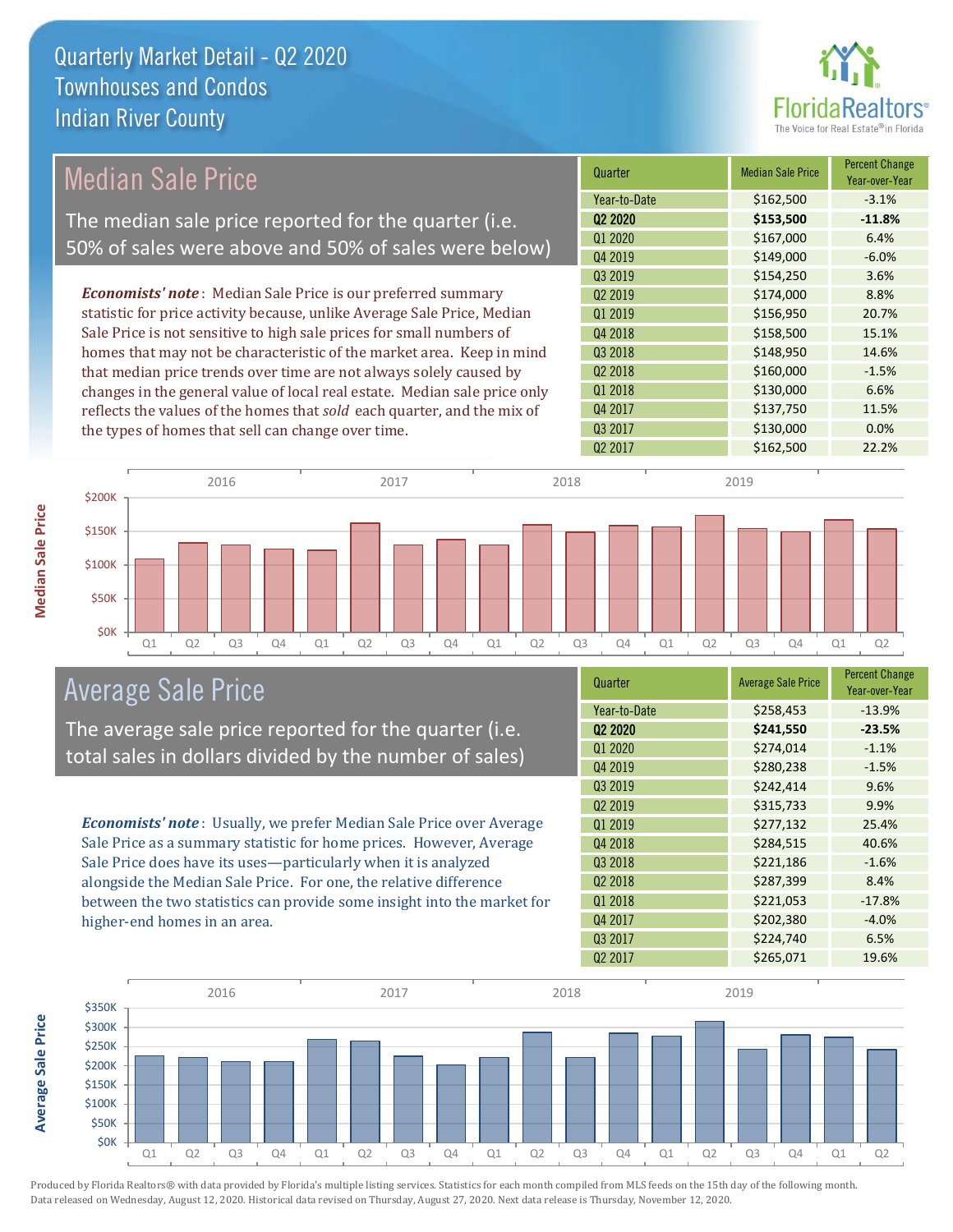# Quarterly Market Detail - Q2 2020
## Townhouses and Condos
## Indian River County

## Median Sale Price

The median sale price reported for the quarter (i.e. 50% of sales were above and 50% of sales were below)

***Economists' note***: Median Sale Price is our preferred summary statistic for price activity because, unlike Average Sale Price, Median Sale Price is not sensitive to high sale prices for small numbers of homes that may not be characteristic of the market area. Keep in mind that median price trends over time are not always solely caused by changes in the general value of local real estate. Median sale price only reflects the values of the homes that *sold* each quarter, and the mix of the types of homes that sell can change over time.

| Quarter | Median Sale Price | Percent Change Year-over-Year |
|---|---|---|
| Year-to-Date | $162,500 | -3.1% |
| **Q2 2020** | **$153,500** | **-11.8%** |
| Q1 2020 | $167,000 | 6.4% |
| Q4 2019 | $149,000 | -6.0% |
| Q3 2019 | $154,250 | 3.6% |
| Q2 2019 | $174,000 | 8.8% |
| Q1 2019 | $156,950 | 20.7% |
| Q4 2018 | $158,500 | 15.1% |
| Q3 2018 | $148,950 | 14.6% |
| Q2 2018 | $160,000 | -1.5% |
| Q1 2018 | $130,000 | 6.6% |
| Q4 2017 | $137,750 | 11.5% |
| Q3 2017 | $130,000 | 0.0% |
| Q2 2017 | $162,500 | 22.2% |

## Average Sale Price

The average sale price reported for the quarter (i.e. total sales in dollars divided by the number of sales)

***Economists' note***: Usually, we prefer Median Sale Price over Average Sale Price as a summary statistic for home prices. However, Average Sale Price does have its uses—particularly when it is analyzed alongside the Median Sale Price. For one, the relative difference between the two statistics can provide some insight into the market for higher-end homes in an area.

| Quarter | Average Sale Price | Percent Change Year-over-Year |
|---|---|---|
| Year-to-Date | $258,453 | -13.9% |
| **Q2 2020** | **$241,550** | **-23.5%** |
| Q1 2020 | $274,014 | -1.1% |
| Q4 2019 | $280,238 | -1.5% |
| Q3 2019 | $242,414 | 9.6% |
| Q2 2019 | $315,733 | 9.9% |
| Q1 2019 | $277,132 | 25.4% |
| Q4 2018 | $284,515 | 40.6% |
| Q3 2018 | $221,186 | -1.6% |
| Q2 2018 | $287,399 | 8.4% |
| Q1 2018 | $221,053 | -17.8% |
| Q4 2017 | $202,380 | -4.0% |
| Q3 2017 | $224,740 | 6.5% |
| Q2 2017 | $265,071 | 19.6% |

Produced by Florida Realtors® with data provided by Florida's multiple listing services. Statistics for each month compiled from MLS feeds on the 15th day of the following month. Data released on Wednesday, August 12, 2020. Historical data revised on Thursday, August 27, 2020. Next data release is Thursday, November 12, 2020.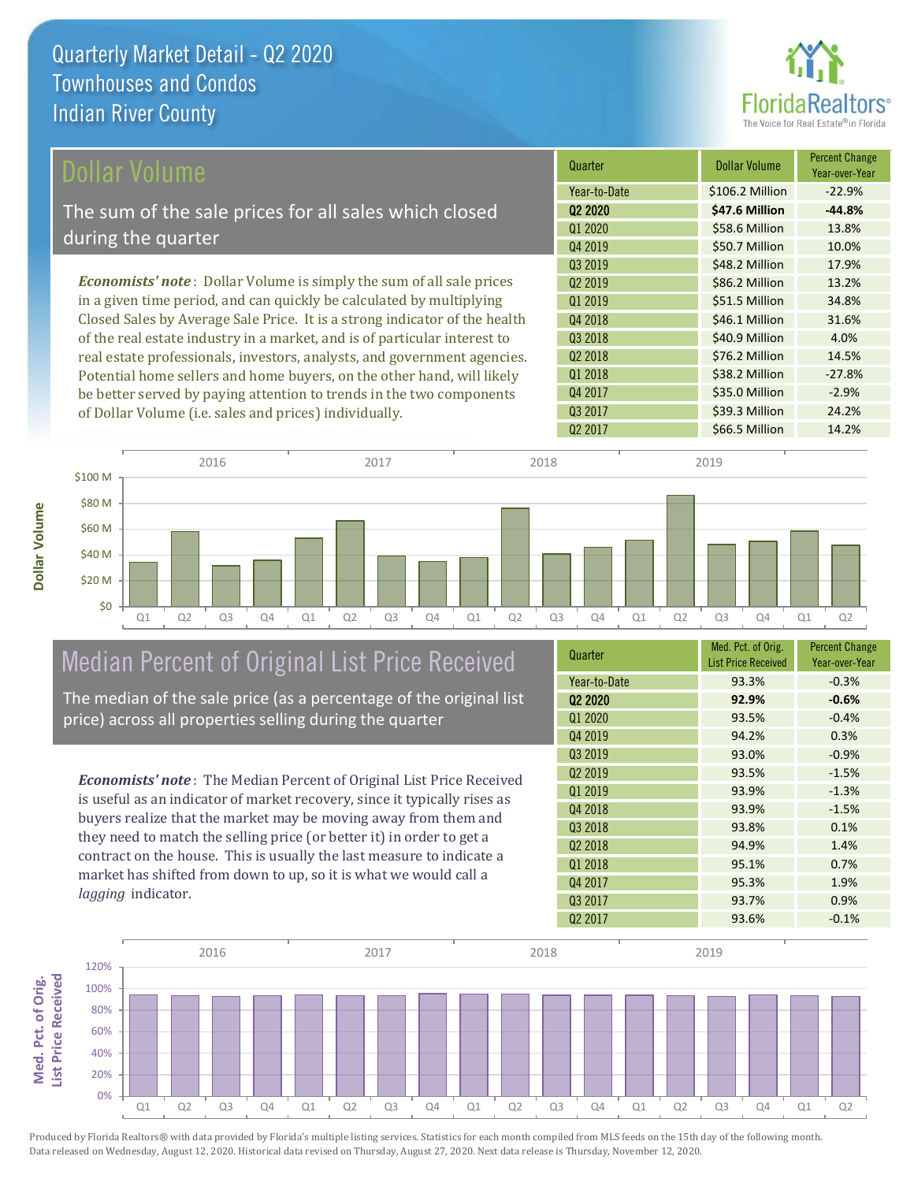# Quarterly Market Detail - Q2 2020
## Townhouses and Condos
## Indian River County

## Dollar Volume

The sum of the sale prices for all sales which closed during the quarter

*Economists' note*: Dollar Volume is simply the sum of all sale prices in a given time period, and can quickly be calculated by multiplying Closed Sales by Average Sale Price. It is a strong indicator of the health of the real estate industry in a market, and is of particular interest to real estate professionals, investors, analysts, and government agencies. Potential home sellers and home buyers, on the other hand, will likely be better served by paying attention to trends in the two components of Dollar Volume (i.e. sales and prices) individually.

| Quarter | Dollar Volume | Percent Change Year-over-Year |
|---|---|---|
| Year-to-Date | $106.2 Million | -22.9% |
| **Q2 2020** | **$47.6 Million** | **-44.8%** |
| Q1 2020 | $58.6 Million | 13.8% |
| Q4 2019 | $50.7 Million | 10.0% |
| Q3 2019 | $48.2 Million | 17.9% |
| Q2 2019 | $86.2 Million | 13.2% |
| Q1 2019 | $51.5 Million | 34.8% |
| Q4 2018 | $46.1 Million | 31.6% |
| Q3 2018 | $40.9 Million | 4.0% |
| Q2 2018 | $76.2 Million | 14.5% |
| Q1 2018 | $38.2 Million | -27.8% |
| Q4 2017 | $35.0 Million | -2.9% |
| Q3 2017 | $39.3 Million | 24.2% |
| Q2 2017 | $66.5 Million | 14.2% |

## Median Percent of Original List Price Received

The median of the sale price (as a percentage of the original list price) across all properties selling during the quarter

*Economists' note*: The Median Percent of Original List Price Received is useful as an indicator of market recovery, since it typically rises as buyers realize that the market may be moving away from them and they need to match the selling price (or better it) in order to get a contract on the house. This is usually the last measure to indicate a market has shifted from down to up, so it is what we would call a *lagging* indicator.

| Quarter | Med. Pct. of Orig. List Price Received | Percent Change Year-over-Year |
|---|---|---|
| Year-to-Date | 93.3% | -0.3% |
| **Q2 2020** | **92.9%** | **-0.6%** |
| Q1 2020 | 93.5% | -0.4% |
| Q4 2019 | 94.2% | 0.3% |
| Q3 2019 | 93.0% | -0.9% |
| Q2 2019 | 93.5% | -1.5% |
| Q1 2019 | 93.9% | -1.3% |
| Q4 2018 | 93.9% | -1.5% |
| Q3 2018 | 93.8% | 0.1% |
| Q2 2018 | 94.9% | 1.4% |
| Q1 2018 | 95.1% | 0.7% |
| Q4 2017 | 95.3% | 1.9% |
| Q3 2017 | 93.7% | 0.9% |
| Q2 2017 | 93.6% | -0.1% |

Produced by Florida Realtors® with data provided by Florida's multiple listing services. Statistics for each month compiled from MLS feeds on the 15th day of the following month. Data released on Wednesday, August 12, 2020. Historical data revised on Thursday, August 27, 2020. Next data release is Thursday, November 12, 2020.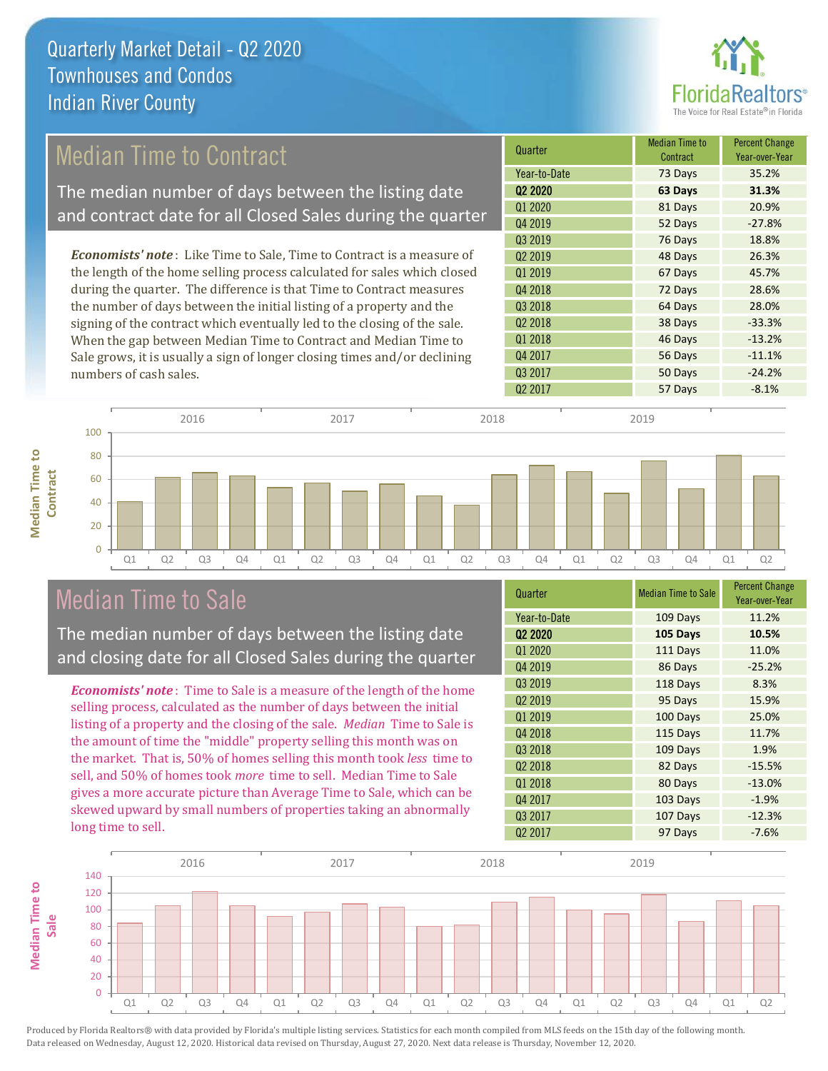# Quarterly Market Detail - Q2 2020
## Townhouses and Condos
## Indian River County

## Median Time to Contract

The median number of days between the listing date and contract date for all Closed Sales during the quarter

*Economists' note*: Like Time to Sale, Time to Contract is a measure of the length of the home selling process calculated for sales which closed during the quarter. The difference is that Time to Contract measures the number of days between the initial listing of a property and the signing of the contract which eventually led to the closing of the sale. When the gap between Median Time to Contract and Median Time to Sale grows, it is usually a sign of longer closing times and/or declining numbers of cash sales.

| Quarter | Median Time to Contract | Percent Change Year-over-Year |
|---|---|---|
| Year-to-Date | 73 Days | 35.2% |
| **Q2 2020** | **63 Days** | **31.3%** |
| Q1 2020 | 81 Days | 20.9% |
| Q4 2019 | 52 Days | -27.8% |
| Q3 2019 | 76 Days | 18.8% |
| Q2 2019 | 48 Days | 26.3% |
| Q1 2019 | 67 Days | 45.7% |
| Q4 2018 | 72 Days | 28.6% |
| Q3 2018 | 64 Days | 28.0% |
| Q2 2018 | 38 Days | -33.3% |
| Q1 2018 | 46 Days | -13.2% |
| Q4 2017 | 56 Days | -11.1% |
| Q3 2017 | 50 Days | -24.2% |
| Q2 2017 | 57 Days | -8.1% |

## Median Time to Sale

The median number of days between the listing date and closing date for all Closed Sales during the quarter

*Economists' note*: Time to Sale is a measure of the length of the home selling process, calculated as the number of days between the initial listing of a property and the closing of the sale. *Median* Time to Sale is the amount of time the "middle" property selling this month was on the market. That is, 50% of homes selling this month took *less* time to sell, and 50% of homes took *more* time to sell. Median Time to Sale gives a more accurate picture than Average Time to Sale, which can be skewed upward by small numbers of properties taking an abnormally long time to sell.

| Quarter | Median Time to Sale | Percent Change Year-over-Year |
|---|---|---|
| Year-to-Date | 109 Days | 11.2% |
| **Q2 2020** | **105 Days** | **10.5%** |
| Q1 2020 | 111 Days | 11.0% |
| Q4 2019 | 86 Days | -25.2% |
| Q3 2019 | 118 Days | 8.3% |
| Q2 2019 | 95 Days | 15.9% |
| Q1 2019 | 100 Days | 25.0% |
| Q4 2018 | 115 Days | 11.7% |
| Q3 2018 | 109 Days | 1.9% |
| Q2 2018 | 82 Days | -15.5% |
| Q1 2018 | 80 Days | -13.0% |
| Q4 2017 | 103 Days | -1.9% |
| Q3 2017 | 107 Days | -12.3% |
| Q2 2017 | 97 Days | -7.6% |

Produced by Florida Realtors® with data provided by Florida's multiple listing services. Statistics for each month compiled from MLS feeds on the 15th day of the following month. Data released on Wednesday, August 12, 2020. Historical data revised on Thursday, August 27, 2020. Next data release is Thursday, November 12, 2020.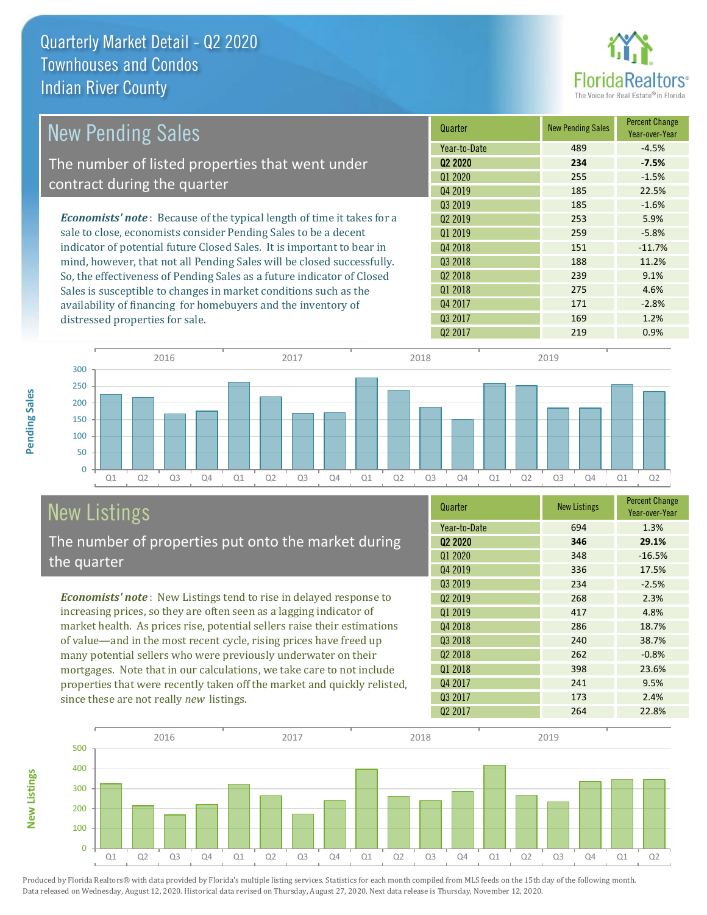# Quarterly Market Detail - Q2 2020
## Townhouses and Condos
## Indian River County

## New Pending Sales

The number of listed properties that went under contract during the quarter

*Economists' note*: Because of the typical length of time it takes for a sale to close, economists consider Pending Sales to be a decent indicator of potential future Closed Sales. It is important to bear in mind, however, that not all Pending Sales will be closed successfully. So, the effectiveness of Pending Sales as a future indicator of Closed Sales is susceptible to changes in market conditions such as the availability of financing for homebuyers and the inventory of distressed properties for sale.

| Quarter | New Pending Sales | Percent Change Year-over-Year |
|---|---|---|
| Year-to-Date | 489 | -4.5% |
| **Q2 2020** | **234** | **-7.5%** |
| Q1 2020 | 255 | -1.5% |
| Q4 2019 | 185 | 22.5% |
| Q3 2019 | 185 | -1.6% |
| Q2 2019 | 253 | 5.9% |
| Q1 2019 | 259 | -5.8% |
| Q4 2018 | 151 | -11.7% |
| Q3 2018 | 188 | 11.2% |
| Q2 2018 | 239 | 9.1% |
| Q1 2018 | 275 | 4.6% |
| Q4 2017 | 171 | -2.8% |
| Q3 2017 | 169 | 1.2% |
| Q2 2017 | 219 | 0.9% |

## New Listings

The number of properties put onto the market during the quarter

*Economists' note*: New Listings tend to rise in delayed response to increasing prices, so they are often seen as a lagging indicator of market health. As prices rise, potential sellers raise their estimations of value—and in the most recent cycle, rising prices have freed up many potential sellers who were previously underwater on their mortgages. Note that in our calculations, we take care to not include properties that were recently taken off the market and quickly relisted, since these are not really *new* listings.

| Quarter | New Listings | Percent Change Year-over-Year |
|---|---|---|
| Year-to-Date | 694 | 1.3% |
| **Q2 2020** | **346** | **29.1%** |
| Q1 2020 | 348 | -16.5% |
| Q4 2019 | 336 | 17.5% |
| Q3 2019 | 234 | -2.5% |
| Q2 2019 | 268 | 2.3% |
| Q1 2019 | 417 | 4.8% |
| Q4 2018 | 286 | 18.7% |
| Q3 2018 | 240 | 38.7% |
| Q2 2018 | 262 | -0.8% |
| Q1 2018 | 398 | 23.6% |
| Q4 2017 | 241 | 9.5% |
| Q3 2017 | 173 | 2.4% |
| Q2 2017 | 264 | 22.8% |

Produced by Florida Realtors® with data provided by Florida's multiple listing services. Statistics for each month compiled from MLS feeds on the 15th day of the following month. Data released on Wednesday, August 12, 2020. Historical data revised on Thursday, August 27, 2020. Next data release is Thursday, November 12, 2020.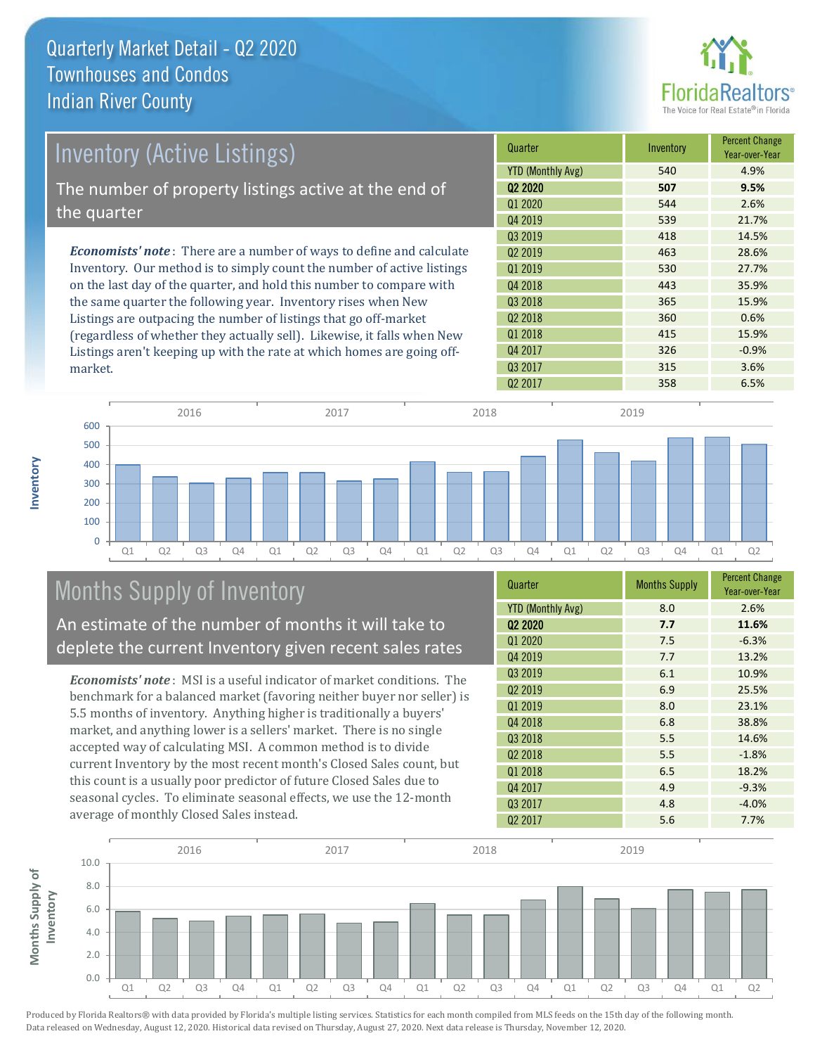# Quarterly Market Detail - Q2 2020
## Townhouses and Condos
## Indian River County

## Inventory (Active Listings)

The number of property listings active at the end of the quarter

*Economists' note*: There are a number of ways to define and calculate Inventory. Our method is to simply count the number of active listings on the last day of the quarter, and hold this number to compare with the same quarter the following year. Inventory rises when New Listings are outpacing the number of listings that go off-market (regardless of whether they actually sell). Likewise, it falls when New Listings aren't keeping up with the rate at which homes are going off-market.

| Quarter | Inventory | Percent Change Year-over-Year |
|---|---|---|
| YTD (Monthly Avg) | 540 | 4.9% |
| **Q2 2020** | **507** | **9.5%** |
| Q1 2020 | 544 | 2.6% |
| Q4 2019 | 539 | 21.7% |
| Q3 2019 | 418 | 14.5% |
| Q2 2019 | 463 | 28.6% |
| Q1 2019 | 530 | 27.7% |
| Q4 2018 | 443 | 35.9% |
| Q3 2018 | 365 | 15.9% |
| Q2 2018 | 360 | 0.6% |
| Q1 2018 | 415 | 15.9% |
| Q4 2017 | 326 | -0.9% |
| Q3 2017 | 315 | 3.6% |
| Q2 2017 | 358 | 6.5% |

## Months Supply of Inventory

An estimate of the number of months it will take to deplete the current Inventory given recent sales rates

*Economists' note*: MSI is a useful indicator of market conditions. The benchmark for a balanced market (favoring neither buyer nor seller) is 5.5 months of inventory. Anything higher is traditionally a buyers' market, and anything lower is a sellers' market. There is no single accepted way of calculating MSI. A common method is to divide current Inventory by the most recent month's Closed Sales count, but this count is a usually poor predictor of future Closed Sales due to seasonal cycles. To eliminate seasonal effects, we use the 12-month average of monthly Closed Sales instead.

| Quarter | Months Supply | Percent Change Year-over-Year |
|---|---|---|
| YTD (Monthly Avg) | 8.0 | 2.6% |
| **Q2 2020** | **7.7** | **11.6%** |
| Q1 2020 | 7.5 | -6.3% |
| Q4 2019 | 7.7 | 13.2% |
| Q3 2019 | 6.1 | 10.9% |
| Q2 2019 | 6.9 | 25.5% |
| Q1 2019 | 8.0 | 23.1% |
| Q4 2018 | 6.8 | 38.8% |
| Q3 2018 | 5.5 | 14.6% |
| Q2 2018 | 5.5 | -1.8% |
| Q1 2018 | 6.5 | 18.2% |
| Q4 2017 | 4.9 | -9.3% |
| Q3 2017 | 4.8 | -4.0% |
| Q2 2017 | 5.6 | 7.7% |

Produced by Florida Realtors® with data provided by Florida's multiple listing services. Statistics for each month compiled from MLS feeds on the 15th day of the following month. Data released on Wednesday, August 12, 2020. Historical data revised on Thursday, August 27, 2020. Next data release is Thursday, November 12, 2020.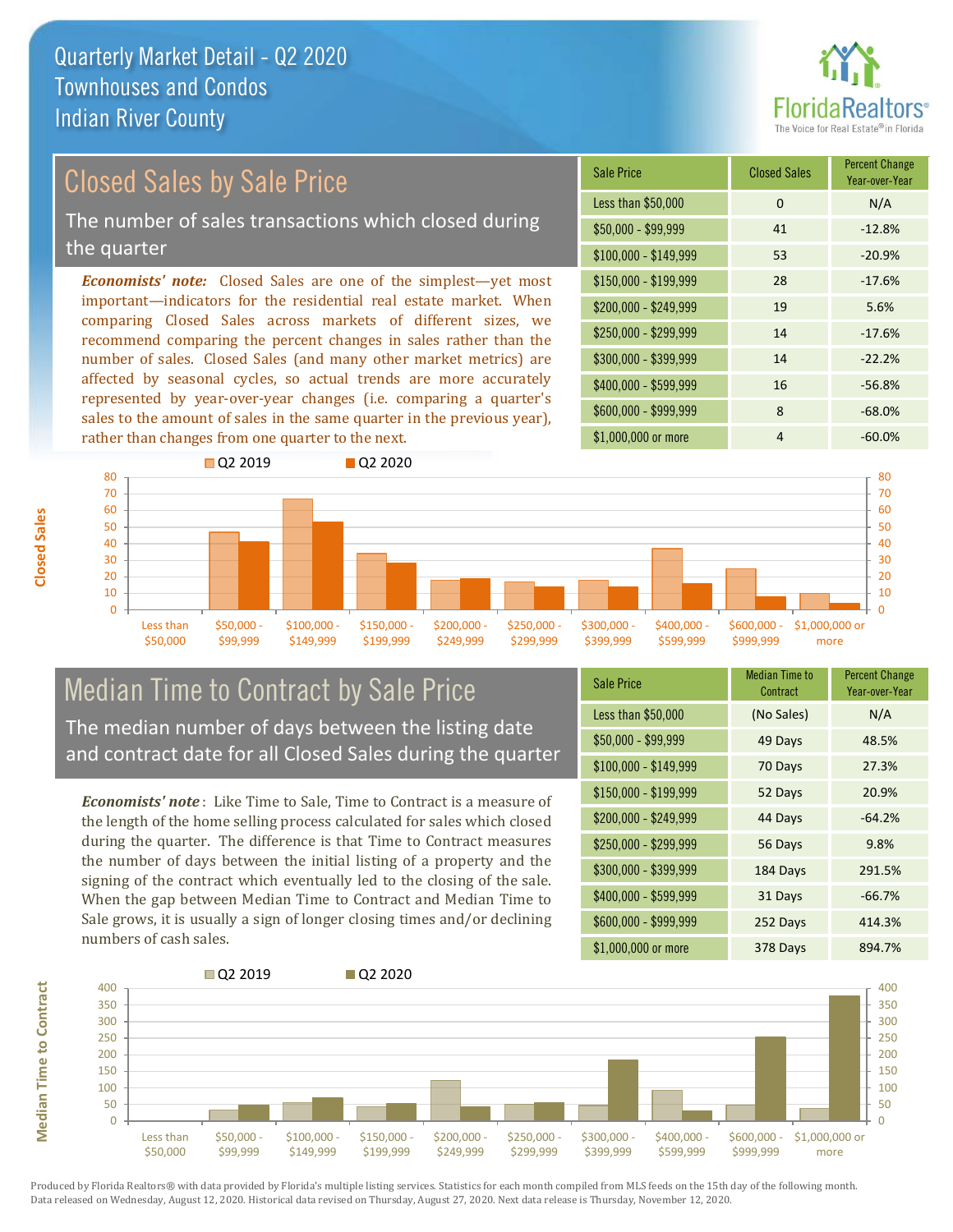# Quarterly Market Detail - Q2 2020
## Townhouses and Condos
## Indian River County

## Closed Sales by Sale Price

The number of sales transactions which closed during the quarter

***Economists' note:*** Closed Sales are one of the simplest—yet most important—indicators for the residential real estate market. When comparing Closed Sales across markets of different sizes, we recommend comparing the percent changes in sales rather than the number of sales. Closed Sales (and many other market metrics) are affected by seasonal cycles, so actual trends are more accurately represented by year-over-year changes (i.e. comparing a quarter's sales to the amount of sales in the same quarter in the previous year), rather than changes from one quarter to the next.

| Sale Price | Closed Sales | Percent Change Year-over-Year |
|---|---|---|
| Less than $50,000 | 0 | N/A |
| $50,000 - $99,999 | 41 | -12.8% |
| $100,000 - $149,999 | 53 | -20.9% |
| $150,000 - $199,999 | 28 | -17.6% |
| $200,000 - $249,999 | 19 | 5.6% |
| $250,000 - $299,999 | 14 | -17.6% |
| $300,000 - $399,999 | 14 | -22.2% |
| $400,000 - $599,999 | 16 | -56.8% |
| $600,000 - $999,999 | 8 | -68.0% |
| $1,000,000 or more | 4 | -60.0% |

## Median Time to Contract by Sale Price

The median number of days between the listing date and contract date for all Closed Sales during the quarter

***Economists' note***: Like Time to Sale, Time to Contract is a measure of the length of the home selling process calculated for sales which closed during the quarter. The difference is that Time to Contract measures the number of days between the initial listing of a property and the signing of the contract which eventually led to the closing of the sale. When the gap between Median Time to Contract and Median Time to Sale grows, it is usually a sign of longer closing times and/or declining numbers of cash sales.

| Sale Price | Median Time to Contract | Percent Change Year-over-Year |
|---|---|---|
| Less than $50,000 | (No Sales) | N/A |
| $50,000 - $99,999 | 49 Days | 48.5% |
| $100,000 - $149,999 | 70 Days | 27.3% |
| $150,000 - $199,999 | 52 Days | 20.9% |
| $200,000 - $249,999 | 44 Days | -64.2% |
| $250,000 - $299,999 | 56 Days | 9.8% |
| $300,000 - $399,999 | 184 Days | 291.5% |
| $400,000 - $599,999 | 31 Days | -66.7% |
| $600,000 - $999,999 | 252 Days | 414.3% |
| $1,000,000 or more | 378 Days | 894.7% |

Produced by Florida Realtors® with data provided by Florida's multiple listing services. Statistics for each month compiled from MLS feeds on the 15th day of the following month. Data released on Wednesday, August 12, 2020. Historical data revised on Thursday, August 27, 2020. Next data release is Thursday, November 12, 2020.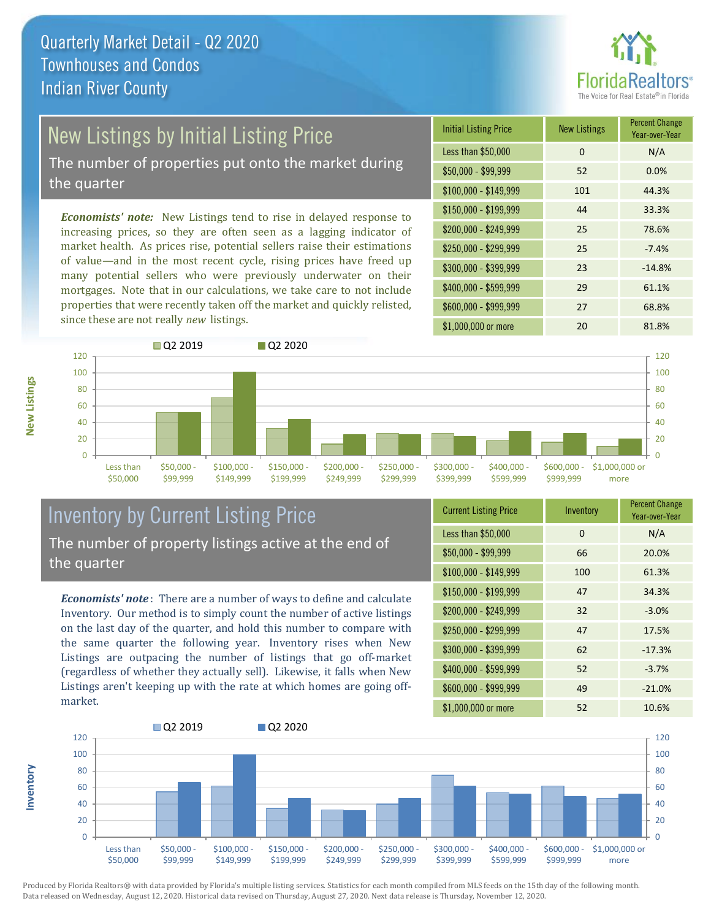# Quarterly Market Detail - Q2 2020
## Townhouses and Condos
## Indian River County

FloridaRealtors®
The Voice for Real Estate® in Florida

## New Listings by Initial Listing Price

The number of properties put onto the market during the quarter

*Economists' note:* New Listings tend to rise in delayed response to increasing prices, so they are often seen as a lagging indicator of market health. As prices rise, potential sellers raise their estimations of value—and in the most recent cycle, rising prices have freed up many potential sellers who were previously underwater on their mortgages. Note that in our calculations, we take care to not include properties that were recently taken off the market and quickly relisted, since these are not really *new* listings.

| Initial Listing Price | New Listings | Percent Change Year-over-Year |
|---|---|---|
| Less than $50,000 | 0 | N/A |
| $50,000 - $99,999 | 52 | 0.0% |
| $100,000 - $149,999 | 101 | 44.3% |
| $150,000 - $199,999 | 44 | 33.3% |
| $200,000 - $249,999 | 25 | 78.6% |
| $250,000 - $299,999 | 25 | -7.4% |
| $300,000 - $399,999 | 23 | -14.8% |
| $400,000 - $599,999 | 29 | 61.1% |
| $600,000 - $999,999 | 27 | 68.8% |
| $1,000,000 or more | 20 | 81.8% |

## Inventory by Current Listing Price

The number of property listings active at the end of the quarter

*Economists' note*: There are a number of ways to define and calculate Inventory. Our method is to simply count the number of active listings on the last day of the quarter, and hold this number to compare with the same quarter the following year. Inventory rises when New Listings are outpacing the number of listings that go off-market (regardless of whether they actually sell). Likewise, it falls when New Listings aren't keeping up with the rate at which homes are going off-market.

| Current Listing Price | Inventory | Percent Change Year-over-Year |
|---|---|---|
| Less than $50,000 | 0 | N/A |
| $50,000 - $99,999 | 66 | 20.0% |
| $100,000 - $149,999 | 100 | 61.3% |
| $150,000 - $199,999 | 47 | 34.3% |
| $200,000 - $249,999 | 32 | -3.0% |
| $250,000 - $299,999 | 47 | 17.5% |
| $300,000 - $399,999 | 62 | -17.3% |
| $400,000 - $599,999 | 52 | -3.7% |
| $600,000 - $999,999 | 49 | -21.0% |
| $1,000,000 or more | 52 | 10.6% |

Produced by Florida Realtors® with data provided by Florida's multiple listing services. Statistics for each month compiled from MLS feeds on the 15th day of the following month. Data released on Wednesday, August 12, 2020. Historical data revised on Thursday, August 27, 2020. Next data release is Thursday, November 12, 2020.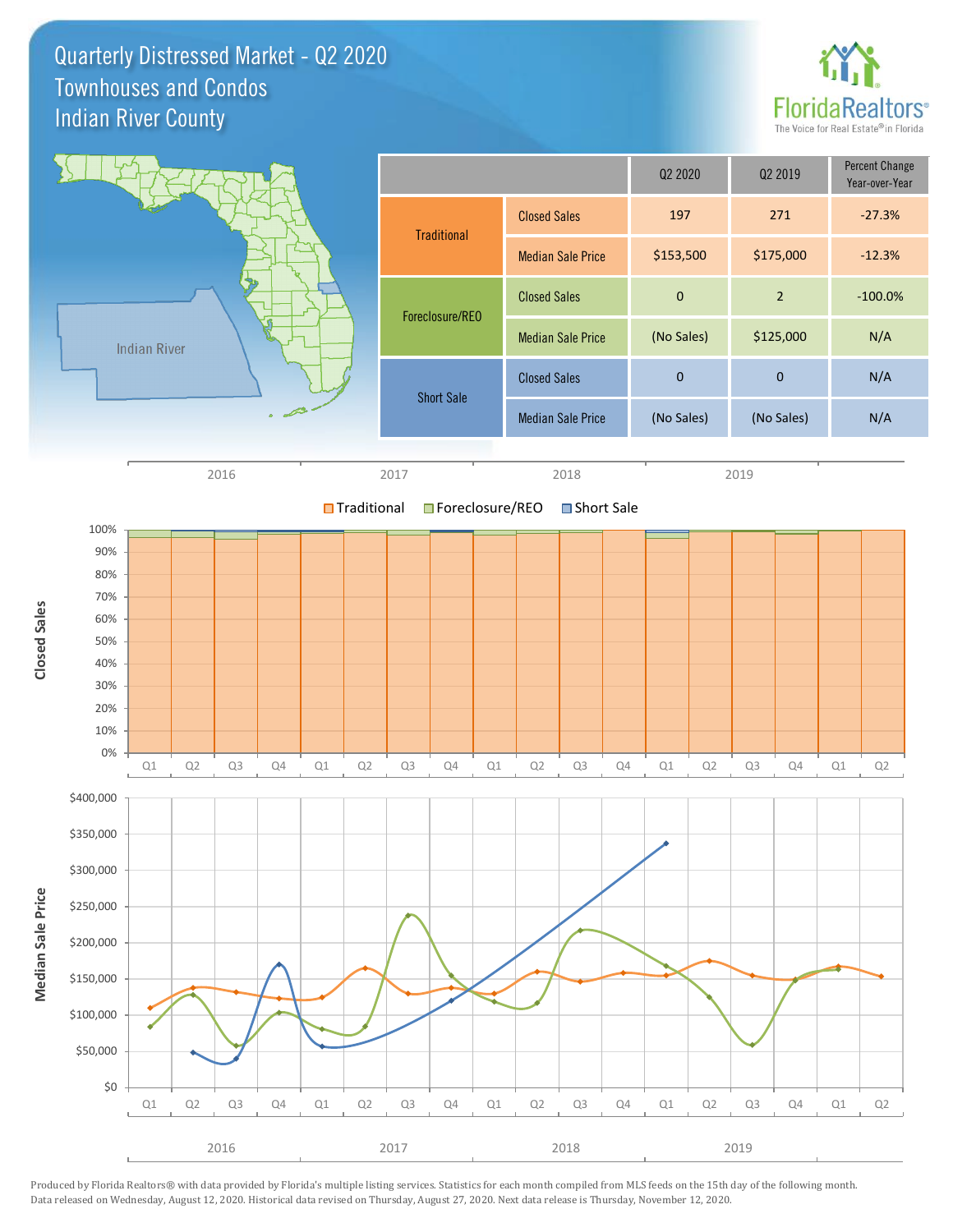# Quarterly Distressed Market - Q2 2020
## Townhouses and Condos
## Indian River County

FloridaRealtors®
The Voice for Real Estate® in Florida

Indian River

| | | Q2 2020 | Q2 2019 | Percent Change Year-over-Year |
|---|---|---|---|---|
| Traditional | Closed Sales | 197 | 271 | -27.3% |
| | Median Sale Price | $153,500 | $175,000 | -12.3% |
| Foreclosure/REO | Closed Sales | 0 | 2 | -100.0% |
| | Median Sale Price | (No Sales) | $125,000 | N/A |
| Short Sale | Closed Sales | 0 | 0 | N/A |
| | Median Sale Price | (No Sales) | (No Sales) | N/A |

2016 2017 2018 2019

Traditional Foreclosure/REO Short Sale

Closed Sales

100% 90% 80% 70% 60% 50% 40% 30% 20% 10% 0%

Q1 Q2 Q3 Q4 Q1 Q2 Q3 Q4 Q1 Q2 Q3 Q4 Q1 Q2 Q3 Q4 Q1 Q2

Median Sale Price

$400,000 $350,000 $300,000 $250,000 $200,000 $150,000 $100,000 $50,000 $0

Q1 Q2 Q3 Q4 Q1 Q2 Q3 Q4 Q1 Q2 Q3 Q4 Q1 Q2 Q3 Q4 Q1 Q2

2016 2017 2018 2019

Produced by Florida Realtors® with data provided by Florida's multiple listing services. Statistics for each month compiled from MLS feeds on the 15th day of the following month. Data released on Wednesday, August 12, 2020. Historical data revised on Thursday, August 27, 2020. Next data release is Thursday, November 12, 2020.